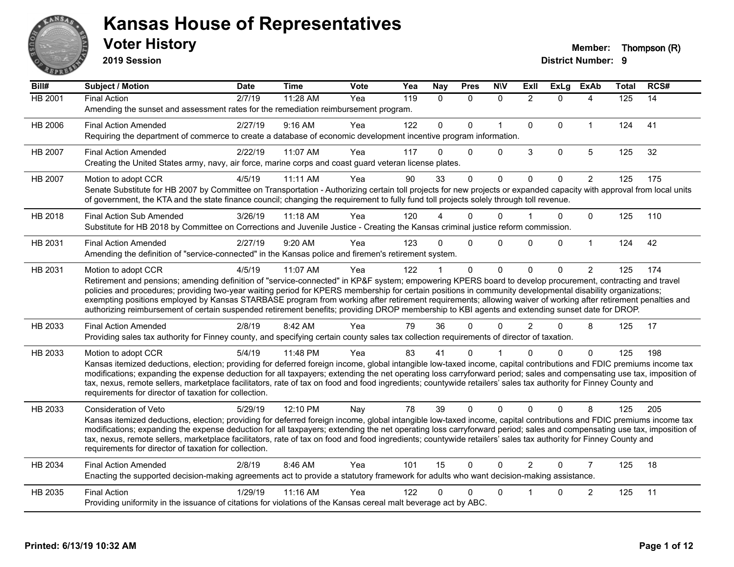# Kansas House of Representatives

## Voter History

**2019 Session**

**Member:** Thompson (R)
**District Number:** 9

| Bill# | Subject / Motion | Date | Time | Vote | Yea | Nay | Pres | N\V | ExII | ExLg | ExAb | Total | RCS# |
|---|---|---|---|---|---|---|---|---|---|---|---|---|---|
| HB 2001 | Final Action | 2/7/19 | 11:28 AM | Yea | 119 | 0 | 0 | 0 | 2 | 0 | 4 | 125 | 14 |
| | Amending the sunset and assessment rates for the remediation reimbursement program. | | | | | | | | | | | | |
| HB 2006 | Final Action Amended | 2/27/19 | 9:16 AM | Yea | 122 | 0 | 0 | 1 | 0 | 0 | 1 | 124 | 41 |
| | Requiring the department of commerce to create a database of economic development incentive program information. | | | | | | | | | | | | |
| HB 2007 | Final Action Amended | 2/22/19 | 11:07 AM | Yea | 117 | 0 | 0 | 0 | 3 | 0 | 5 | 125 | 32 |
| | Creating the United States army, navy, air force, marine corps and coast guard veteran license plates. | | | | | | | | | | | | |
| HB 2007 | Motion to adopt CCR | 4/5/19 | 11:11 AM | Yea | 90 | 33 | 0 | 0 | 0 | 0 | 2 | 125 | 175 |
| | Senate Substitute for HB 2007 by Committee on Transportation - Authorizing certain toll projects for new projects or expanded capacity with approval from local units of government, the KTA and the state finance council; changing the requirement to fully fund toll projects solely through toll revenue. | | | | | | | | | | | | |
| HB 2018 | Final Action Sub Amended | 3/26/19 | 11:18 AM | Yea | 120 | 4 | 0 | 0 | 1 | 0 | 0 | 125 | 110 |
| | Substitute for HB 2018 by Committee on Corrections and Juvenile Justice - Creating the Kansas criminal justice reform commission. | | | | | | | | | | | | |
| HB 2031 | Final Action Amended | 2/27/19 | 9:20 AM | Yea | 123 | 0 | 0 | 0 | 0 | 0 | 1 | 124 | 42 |
| | Amending the definition of "service-connected" in the Kansas police and firemen's retirement system. | | | | | | | | | | | | |
| HB 2031 | Motion to adopt CCR | 4/5/19 | 11:07 AM | Yea | 122 | 1 | 0 | 0 | 0 | 0 | 2 | 125 | 174 |
| | Retirement and pensions; amending definition of "service-connected" in KP&F system; empowering KPERS board to develop procurement, contracting and travel policies and procedures; providing two-year waiting period for KPERS membership for certain positions in community developmental disability organizations; exempting positions employed by Kansas STARBASE program from working after retirement requirements; allowing waiver of working after retirement penalties and authorizing reimbursement of certain suspended retirement benefits; providing DROP membership to KBI agents and extending sunset date for DROP. | | | | | | | | | | | | |
| HB 2033 | Final Action Amended | 2/8/19 | 8:42 AM | Yea | 79 | 36 | 0 | 0 | 2 | 0 | 8 | 125 | 17 |
| | Providing sales tax authority for Finney county, and specifying certain county sales tax collection requirements of director of taxation. | | | | | | | | | | | | |
| HB 2033 | Motion to adopt CCR | 5/4/19 | 11:48 PM | Yea | 83 | 41 | 0 | 1 | 0 | 0 | 0 | 125 | 198 |
| | Kansas itemized deductions, election; providing for deferred foreign income, global intangible low-taxed income, capital contributions and FDIC premiums income tax modifications; expanding the expense deduction for all taxpayers; extending the net operating loss carryforward period; sales and compensating use tax, imposition of tax, nexus, remote sellers, marketplace facilitators, rate of tax on food and food ingredients; countywide retailers' sales tax authority for Finney County and requirements for director of taxation for collection. | | | | | | | | | | | | |
| HB 2033 | Consideration of Veto | 5/29/19 | 12:10 PM | Nay | 78 | 39 | 0 | 0 | 0 | 0 | 8 | 125 | 205 |
| | Kansas itemized deductions, election; providing for deferred foreign income, global intangible low-taxed income, capital contributions and FDIC premiums income tax modifications; expanding the expense deduction for all taxpayers; extending the net operating loss carryforward period; sales and compensating use tax, imposition of tax, nexus, remote sellers, marketplace facilitators, rate of tax on food and food ingredients; countywide retailers' sales tax authority for Finney County and requirements for director of taxation for collection. | | | | | | | | | | | | |
| HB 2034 | Final Action Amended | 2/8/19 | 8:46 AM | Yea | 101 | 15 | 0 | 0 | 2 | 0 | 7 | 125 | 18 |
| | Enacting the supported decision-making agreements act to provide a statutory framework for adults who want decision-making assistance. | | | | | | | | | | | | |
| HB 2035 | Final Action | 1/29/19 | 11:16 AM | Yea | 122 | 0 | 0 | 0 | 1 | 0 | 2 | 125 | 11 |
| | Providing uniformity in the issuance of citations for violations of the Kansas cereal malt beverage act by ABC. | | | | | | | | | | | | |

Printed: 6/13/19 10:32 AM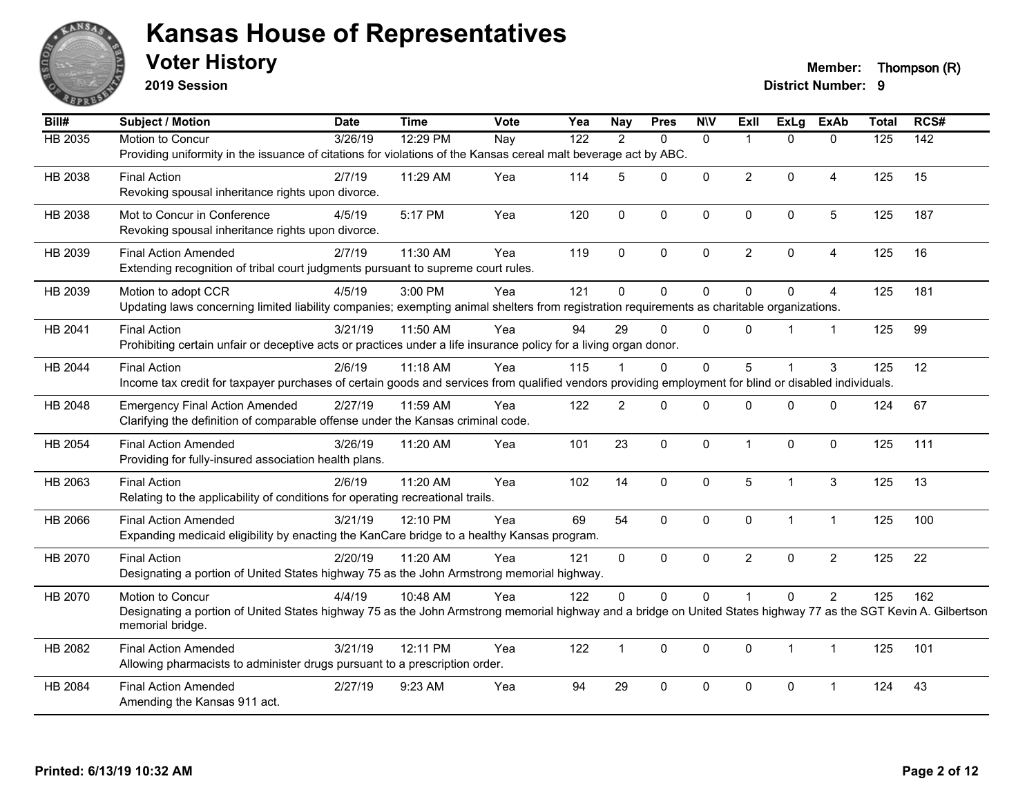# Kansas House of Representatives

## Voter History

**2019 Session**

**Member:** Thompson (R)
**District Number:** 9

| Bill# | Subject / Motion | Date | Time | Vote | Yea | Nay | Pres | N\V | ExII | ExLg | ExAb | Total | RCS# |
|---|---|---|---|---|---|---|---|---|---|---|---|---|---|
| HB 2035 | Motion to Concur | 3/26/19 | 12:29 PM | Nay | 122 | 2 | 0 | 0 | 1 | 0 | 0 | 125 | 142 |
| | Providing uniformity in the issuance of citations for violations of the Kansas cereal malt beverage act by ABC. | | | | | | | | | | | | |
| HB 2038 | Final Action | 2/7/19 | 11:29 AM | Yea | 114 | 5 | 0 | 0 | 2 | 0 | 4 | 125 | 15 |
| | Revoking spousal inheritance rights upon divorce. | | | | | | | | | | | | |
| HB 2038 | Mot to Concur in Conference | 4/5/19 | 5:17 PM | Yea | 120 | 0 | 0 | 0 | 0 | 0 | 5 | 125 | 187 |
| | Revoking spousal inheritance rights upon divorce. | | | | | | | | | | | | |
| HB 2039 | Final Action Amended | 2/7/19 | 11:30 AM | Yea | 119 | 0 | 0 | 0 | 2 | 0 | 4 | 125 | 16 |
| | Extending recognition of tribal court judgments pursuant to supreme court rules. | | | | | | | | | | | | |
| HB 2039 | Motion to adopt CCR | 4/5/19 | 3:00 PM | Yea | 121 | 0 | 0 | 0 | 0 | 0 | 4 | 125 | 181 |
| | Updating laws concerning limited liability companies; exempting animal shelters from registration requirements as charitable organizations. | | | | | | | | | | | | |
| HB 2041 | Final Action | 3/21/19 | 11:50 AM | Yea | 94 | 29 | 0 | 0 | 0 | 1 | 1 | 125 | 99 |
| | Prohibiting certain unfair or deceptive acts or practices under a life insurance policy for a living organ donor. | | | | | | | | | | | | |
| HB 2044 | Final Action | 2/6/19 | 11:18 AM | Yea | 115 | 1 | 0 | 0 | 5 | 1 | 3 | 125 | 12 |
| | Income tax credit for taxpayer purchases of certain goods and services from qualified vendors providing employment for blind or disabled individuals. | | | | | | | | | | | | |
| HB 2048 | Emergency Final Action Amended | 2/27/19 | 11:59 AM | Yea | 122 | 2 | 0 | 0 | 0 | 0 | 0 | 124 | 67 |
| | Clarifying the definition of comparable offense under the Kansas criminal code. | | | | | | | | | | | | |
| HB 2054 | Final Action Amended | 3/26/19 | 11:20 AM | Yea | 101 | 23 | 0 | 0 | 1 | 0 | 0 | 125 | 111 |
| | Providing for fully-insured association health plans. | | | | | | | | | | | | |
| HB 2063 | Final Action | 2/6/19 | 11:20 AM | Yea | 102 | 14 | 0 | 0 | 5 | 1 | 3 | 125 | 13 |
| | Relating to the applicability of conditions for operating recreational trails. | | | | | | | | | | | | |
| HB 2066 | Final Action Amended | 3/21/19 | 12:10 PM | Yea | 69 | 54 | 0 | 0 | 0 | 1 | 1 | 125 | 100 |
| | Expanding medicaid eligibility by enacting the KanCare bridge to a healthy Kansas program. | | | | | | | | | | | | |
| HB 2070 | Final Action | 2/20/19 | 11:20 AM | Yea | 121 | 0 | 0 | 0 | 2 | 0 | 2 | 125 | 22 |
| | Designating a portion of United States highway 75 as the John Armstrong memorial highway. | | | | | | | | | | | | |
| HB 2070 | Motion to Concur | 4/4/19 | 10:48 AM | Yea | 122 | 0 | 0 | 0 | 1 | 0 | 2 | 125 | 162 |
| | Designating a portion of United States highway 75 as the John Armstrong memorial highway and a bridge on United States highway 77 as the SGT Kevin A. Gilbertson memorial bridge. | | | | | | | | | | | | |
| HB 2082 | Final Action Amended | 3/21/19 | 12:11 PM | Yea | 122 | 1 | 0 | 0 | 0 | 1 | 1 | 125 | 101 |
| | Allowing pharmacists to administer drugs pursuant to a prescription order. | | | | | | | | | | | | |
| HB 2084 | Final Action Amended | 2/27/19 | 9:23 AM | Yea | 94 | 29 | 0 | 0 | 0 | 0 | 1 | 124 | 43 |
| | Amending the Kansas 911 act. | | | | | | | | | | | | |

**Printed: 6/13/19 10:32 AM**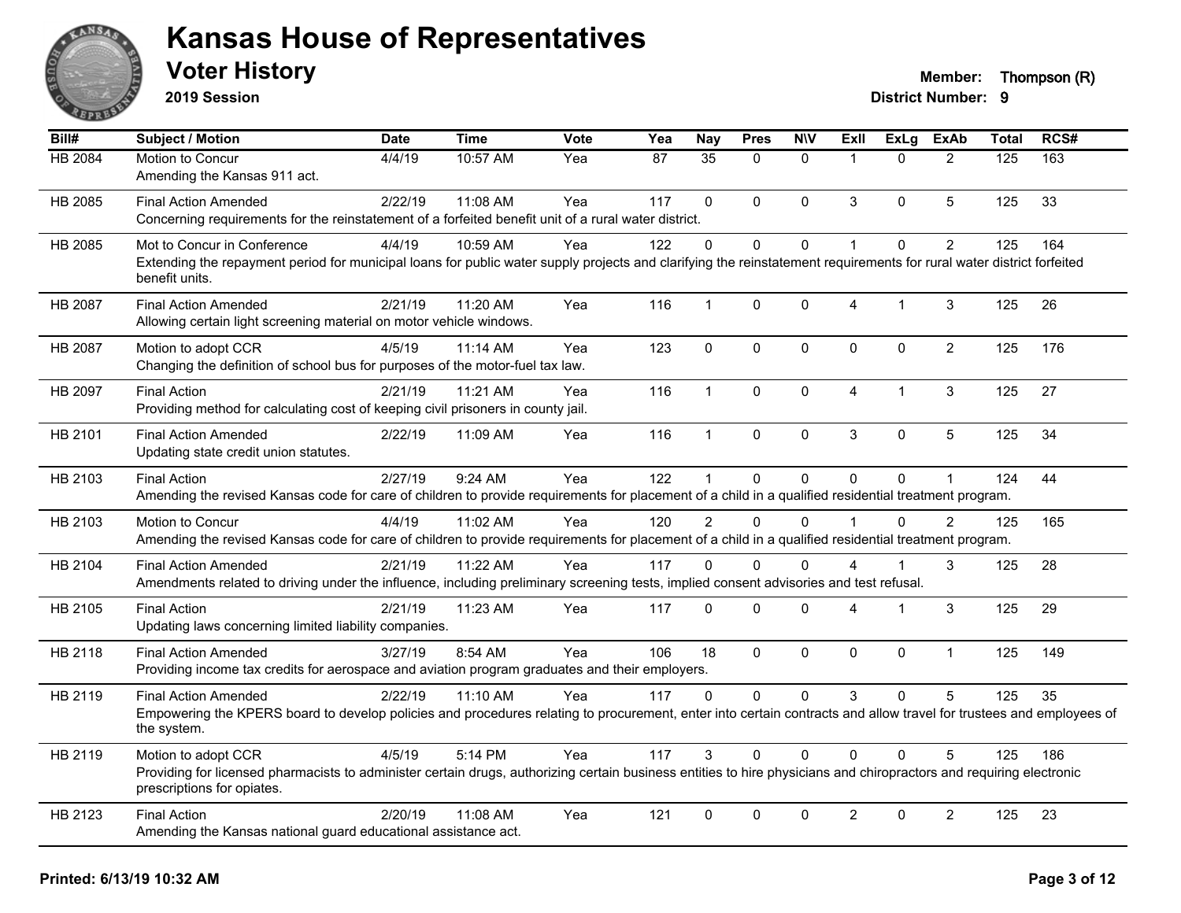# Kansas House of Representatives

## Voter History

**2019 Session**

**Member:** Thompson (R)
**District Number:** 9

| Bill# | Subject / Motion | Date | Time | Vote | Yea | Nay | Pres | N\V | ExII | ExLg | ExAb | Total | RCS# |
|---|---|---|---|---|---|---|---|---|---|---|---|---|---|
| HB 2084 | Motion to Concur<br>Amending the Kansas 911 act. | 4/4/19 | 10:57 AM | Yea | 87 | 35 | 0 | 0 | 1 | 0 | 2 | 125 | 163 |
| HB 2085 | Final Action Amended<br>Concerning requirements for the reinstatement of a forfeited benefit unit of a rural water district. | 2/22/19 | 11:08 AM | Yea | 117 | 0 | 0 | 0 | 3 | 0 | 5 | 125 | 33 |
| HB 2085 | Mot to Concur in Conference<br>Extending the repayment period for municipal loans for public water supply projects and clarifying the reinstatement requirements for rural water district forfeited benefit units. | 4/4/19 | 10:59 AM | Yea | 122 | 0 | 0 | 0 | 1 | 0 | 2 | 125 | 164 |
| HB 2087 | Final Action Amended<br>Allowing certain light screening material on motor vehicle windows. | 2/21/19 | 11:20 AM | Yea | 116 | 1 | 0 | 0 | 4 | 1 | 3 | 125 | 26 |
| HB 2087 | Motion to adopt CCR<br>Changing the definition of school bus for purposes of the motor-fuel tax law. | 4/5/19 | 11:14 AM | Yea | 123 | 0 | 0 | 0 | 0 | 0 | 2 | 125 | 176 |
| HB 2097 | Final Action<br>Providing method for calculating cost of keeping civil prisoners in county jail. | 2/21/19 | 11:21 AM | Yea | 116 | 1 | 0 | 0 | 4 | 1 | 3 | 125 | 27 |
| HB 2101 | Final Action Amended<br>Updating state credit union statutes. | 2/22/19 | 11:09 AM | Yea | 116 | 1 | 0 | 0 | 3 | 0 | 5 | 125 | 34 |
| HB 2103 | Final Action<br>Amending the revised Kansas code for care of children to provide requirements for placement of a child in a qualified residential treatment program. | 2/27/19 | 9:24 AM | Yea | 122 | 1 | 0 | 0 | 0 | 0 | 1 | 124 | 44 |
| HB 2103 | Motion to Concur<br>Amending the revised Kansas code for care of children to provide requirements for placement of a child in a qualified residential treatment program. | 4/4/19 | 11:02 AM | Yea | 120 | 2 | 0 | 0 | 1 | 0 | 2 | 125 | 165 |
| HB 2104 | Final Action Amended<br>Amendments related to driving under the influence, including preliminary screening tests, implied consent advisories and test refusal. | 2/21/19 | 11:22 AM | Yea | 117 | 0 | 0 | 0 | 4 | 1 | 3 | 125 | 28 |
| HB 2105 | Final Action<br>Updating laws concerning limited liability companies. | 2/21/19 | 11:23 AM | Yea | 117 | 0 | 0 | 0 | 4 | 1 | 3 | 125 | 29 |
| HB 2118 | Final Action Amended<br>Providing income tax credits for aerospace and aviation program graduates and their employers. | 3/27/19 | 8:54 AM | Yea | 106 | 18 | 0 | 0 | 0 | 0 | 1 | 125 | 149 |
| HB 2119 | Final Action Amended<br>Empowering the KPERS board to develop policies and procedures relating to procurement, enter into certain contracts and allow travel for trustees and employees of the system. | 2/22/19 | 11:10 AM | Yea | 117 | 0 | 0 | 0 | 3 | 0 | 5 | 125 | 35 |
| HB 2119 | Motion to adopt CCR<br>Providing for licensed pharmacists to administer certain drugs, authorizing certain business entities to hire physicians and chiropractors and requiring electronic prescriptions for opiates. | 4/5/19 | 5:14 PM | Yea | 117 | 3 | 0 | 0 | 0 | 0 | 5 | 125 | 186 |
| HB 2123 | Final Action<br>Amending the Kansas national guard educational assistance act. | 2/20/19 | 11:08 AM | Yea | 121 | 0 | 0 | 0 | 2 | 0 | 2 | 125 | 23 |

**Printed: 6/13/19 10:32 AM**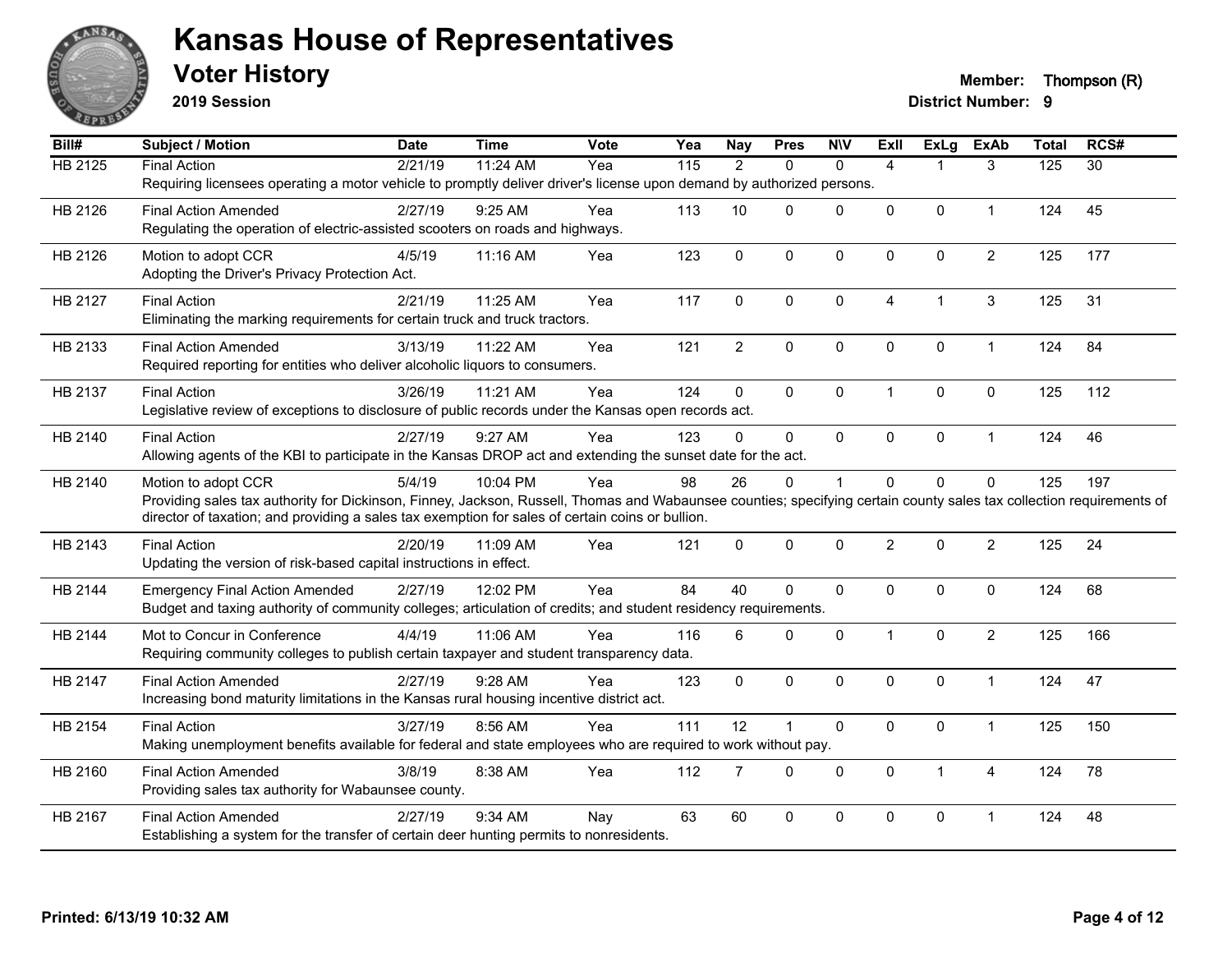# Kansas House of Representatives

## Voter History

**2019 Session**

**Member:** Thompson (R)
**District Number:** 9

| Bill# | Subject / Motion | Date | Time | Vote | Yea | Nay | Pres | N\V | ExII | ExLg | ExAb | Total | RCS# |
|---|---|---|---|---|---|---|---|---|---|---|---|---|---|
| HB 2125 | Final Action | 2/21/19 | 11:24 AM | Yea | 115 | 2 | 0 | 0 | 4 | 1 | 3 | 125 | 30 |
| | Requiring licensees operating a motor vehicle to promptly deliver driver's license upon demand by authorized persons. | | | | | | | | | | | | |
| HB 2126 | Final Action Amended | 2/27/19 | 9:25 AM | Yea | 113 | 10 | 0 | 0 | 0 | 0 | 1 | 124 | 45 |
| | Regulating the operation of electric-assisted scooters on roads and highways. | | | | | | | | | | | | |
| HB 2126 | Motion to adopt CCR | 4/5/19 | 11:16 AM | Yea | 123 | 0 | 0 | 0 | 0 | 0 | 2 | 125 | 177 |
| | Adopting the Driver's Privacy Protection Act. | | | | | | | | | | | | |
| HB 2127 | Final Action | 2/21/19 | 11:25 AM | Yea | 117 | 0 | 0 | 0 | 4 | 1 | 3 | 125 | 31 |
| | Eliminating the marking requirements for certain truck and truck tractors. | | | | | | | | | | | | |
| HB 2133 | Final Action Amended | 3/13/19 | 11:22 AM | Yea | 121 | 2 | 0 | 0 | 0 | 0 | 1 | 124 | 84 |
| | Required reporting for entities who deliver alcoholic liquors to consumers. | | | | | | | | | | | | |
| HB 2137 | Final Action | 3/26/19 | 11:21 AM | Yea | 124 | 0 | 0 | 0 | 1 | 0 | 0 | 125 | 112 |
| | Legislative review of exceptions to disclosure of public records under the Kansas open records act. | | | | | | | | | | | | |
| HB 2140 | Final Action | 2/27/19 | 9:27 AM | Yea | 123 | 0 | 0 | 0 | 0 | 0 | 1 | 124 | 46 |
| | Allowing agents of the KBI to participate in the Kansas DROP act and extending the sunset date for the act. | | | | | | | | | | | | |
| HB 2140 | Motion to adopt CCR | 5/4/19 | 10:04 PM | Yea | 98 | 26 | 0 | 1 | 0 | 0 | 0 | 125 | 197 |
| | Providing sales tax authority for Dickinson, Finney, Jackson, Russell, Thomas and Wabaunsee counties; specifying certain county sales tax collection requirements of director of taxation; and providing a sales tax exemption for sales of certain coins or bullion. | | | | | | | | | | | | |
| HB 2143 | Final Action | 2/20/19 | 11:09 AM | Yea | 121 | 0 | 0 | 0 | 2 | 0 | 2 | 125 | 24 |
| | Updating the version of risk-based capital instructions in effect. | | | | | | | | | | | | |
| HB 2144 | Emergency Final Action Amended | 2/27/19 | 12:02 PM | Yea | 84 | 40 | 0 | 0 | 0 | 0 | 0 | 124 | 68 |
| | Budget and taxing authority of community colleges; articulation of credits; and student residency requirements. | | | | | | | | | | | | |
| HB 2144 | Mot to Concur in Conference | 4/4/19 | 11:06 AM | Yea | 116 | 6 | 0 | 0 | 1 | 0 | 2 | 125 | 166 |
| | Requiring community colleges to publish certain taxpayer and student transparency data. | | | | | | | | | | | | |
| HB 2147 | Final Action Amended | 2/27/19 | 9:28 AM | Yea | 123 | 0 | 0 | 0 | 0 | 0 | 1 | 124 | 47 |
| | Increasing bond maturity limitations in the Kansas rural housing incentive district act. | | | | | | | | | | | | |
| HB 2154 | Final Action | 3/27/19 | 8:56 AM | Yea | 111 | 12 | 1 | 0 | 0 | 0 | 1 | 125 | 150 |
| | Making unemployment benefits available for federal and state employees who are required to work without pay. | | | | | | | | | | | | |
| HB 2160 | Final Action Amended | 3/8/19 | 8:38 AM | Yea | 112 | 7 | 0 | 0 | 0 | 1 | 4 | 124 | 78 |
| | Providing sales tax authority for Wabaunsee county. | | | | | | | | | | | | |
| HB 2167 | Final Action Amended | 2/27/19 | 9:34 AM | Nay | 63 | 60 | 0 | 0 | 0 | 0 | 1 | 124 | 48 |
| | Establishing a system for the transfer of certain deer hunting permits to nonresidents. | | | | | | | | | | | | |

**Printed: 6/13/19 10:32 AM**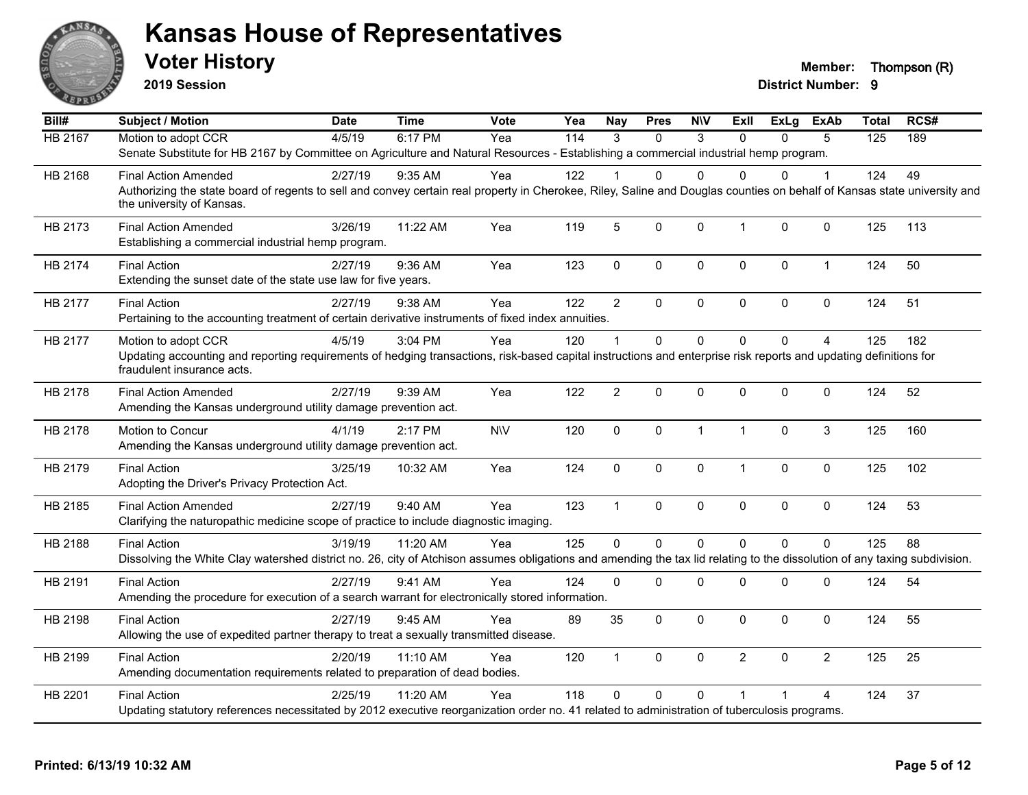# Kansas House of Representatives

## Voter History

**2019 Session**

**Member:** Thompson (R)
**District Number:** 9

| Bill# | Subject / Motion | Date | Time | Vote | Yea | Nay | Pres | N\V | ExII | ExLg | ExAb | Total | RCS# |
|---|---|---|---|---|---|---|---|---|---|---|---|---|---|
| HB 2167 | Motion to adopt CCR | 4/5/19 | 6:17 PM | Yea | 114 | 3 | 0 | 3 | 0 | 0 | 5 | 125 | 189 |
| | Senate Substitute for HB 2167 by Committee on Agriculture and Natural Resources - Establishing a commercial industrial hemp program. | | | | | | | | | | | | |
| HB 2168 | Final Action Amended | 2/27/19 | 9:35 AM | Yea | 122 | 1 | 0 | 0 | 0 | 0 | 1 | 124 | 49 |
| | Authorizing the state board of regents to sell and convey certain real property in Cherokee, Riley, Saline and Douglas counties on behalf of Kansas state university and the university of Kansas. | | | | | | | | | | | | |
| HB 2173 | Final Action Amended | 3/26/19 | 11:22 AM | Yea | 119 | 5 | 0 | 0 | 1 | 0 | 0 | 125 | 113 |
| | Establishing a commercial industrial hemp program. | | | | | | | | | | | | |
| HB 2174 | Final Action | 2/27/19 | 9:36 AM | Yea | 123 | 0 | 0 | 0 | 0 | 0 | 1 | 124 | 50 |
| | Extending the sunset date of the state use law for five years. | | | | | | | | | | | | |
| HB 2177 | Final Action | 2/27/19 | 9:38 AM | Yea | 122 | 2 | 0 | 0 | 0 | 0 | 0 | 124 | 51 |
| | Pertaining to the accounting treatment of certain derivative instruments of fixed index annuities. | | | | | | | | | | | | |
| HB 2177 | Motion to adopt CCR | 4/5/19 | 3:04 PM | Yea | 120 | 1 | 0 | 0 | 0 | 0 | 4 | 125 | 182 |
| | Updating accounting and reporting requirements of hedging transactions, risk-based capital instructions and enterprise risk reports and updating definitions for fraudulent insurance acts. | | | | | | | | | | | | |
| HB 2178 | Final Action Amended | 2/27/19 | 9:39 AM | Yea | 122 | 2 | 0 | 0 | 0 | 0 | 0 | 124 | 52 |
| | Amending the Kansas underground utility damage prevention act. | | | | | | | | | | | | |
| HB 2178 | Motion to Concur | 4/1/19 | 2:17 PM | N\V | 120 | 0 | 0 | 1 | 1 | 0 | 3 | 125 | 160 |
| | Amending the Kansas underground utility damage prevention act. | | | | | | | | | | | | |
| HB 2179 | Final Action | 3/25/19 | 10:32 AM | Yea | 124 | 0 | 0 | 0 | 1 | 0 | 0 | 125 | 102 |
| | Adopting the Driver's Privacy Protection Act. | | | | | | | | | | | | |
| HB 2185 | Final Action Amended | 2/27/19 | 9:40 AM | Yea | 123 | 1 | 0 | 0 | 0 | 0 | 0 | 124 | 53 |
| | Clarifying the naturopathic medicine scope of practice to include diagnostic imaging. | | | | | | | | | | | | |
| HB 2188 | Final Action | 3/19/19 | 11:20 AM | Yea | 125 | 0 | 0 | 0 | 0 | 0 | 0 | 125 | 88 |
| | Dissolving the White Clay watershed district no. 26, city of Atchison assumes obligations and amending the tax lid relating to the dissolution of any taxing subdivision. | | | | | | | | | | | | |
| HB 2191 | Final Action | 2/27/19 | 9:41 AM | Yea | 124 | 0 | 0 | 0 | 0 | 0 | 0 | 124 | 54 |
| | Amending the procedure for execution of a search warrant for electronically stored information. | | | | | | | | | | | | |
| HB 2198 | Final Action | 2/27/19 | 9:45 AM | Yea | 89 | 35 | 0 | 0 | 0 | 0 | 0 | 124 | 55 |
| | Allowing the use of expedited partner therapy to treat a sexually transmitted disease. | | | | | | | | | | | | |
| HB 2199 | Final Action | 2/20/19 | 11:10 AM | Yea | 120 | 1 | 0 | 0 | 2 | 0 | 2 | 125 | 25 |
| | Amending documentation requirements related to preparation of dead bodies. | | | | | | | | | | | | |
| HB 2201 | Final Action | 2/25/19 | 11:20 AM | Yea | 118 | 0 | 0 | 0 | 1 | 1 | 4 | 124 | 37 |
| | Updating statutory references necessitated by 2012 executive reorganization order no. 41 related to administration of tuberculosis programs. | | | | | | | | | | | | |

Printed: 6/13/19 10:32 AM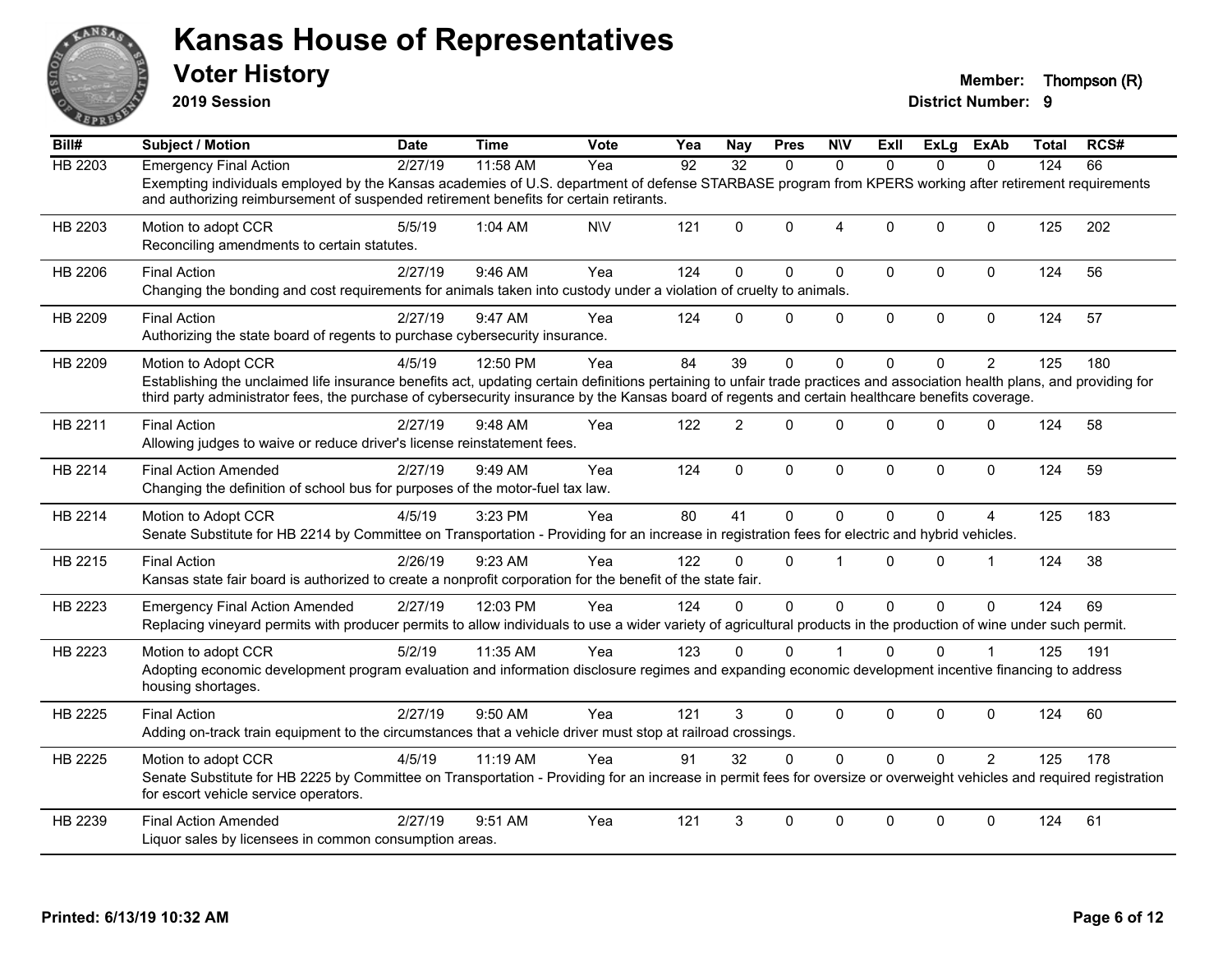# Kansas House of Representatives

## Voter History

**2019 Session**

**Member:** Thompson (R)
**District Number:** 9

| Bill# | Subject / Motion | Date | Time | Vote | Yea | Nay | Pres | N\V | ExII | ExLg | ExAb | Total | RCS# |
|---|---|---|---|---|---|---|---|---|---|---|---|---|---|
| HB 2203 | Emergency Final Action | 2/27/19 | 11:58 AM | Yea | 92 | 32 | 0 | 0 | 0 | 0 | 0 | 124 | 66 |
| | Exempting individuals employed by the Kansas academies of U.S. department of defense STARBASE program from KPERS working after retirement requirements and authorizing reimbursement of suspended retirement benefits for certain retirants. | | | | | | | | | | | | |
| HB 2203 | Motion to adopt CCR | 5/5/19 | 1:04 AM | N\V | 121 | 0 | 0 | 4 | 0 | 0 | 0 | 125 | 202 |
| | Reconciling amendments to certain statutes. | | | | | | | | | | | | |
| HB 2206 | Final Action | 2/27/19 | 9:46 AM | Yea | 124 | 0 | 0 | 0 | 0 | 0 | 0 | 124 | 56 |
| | Changing the bonding and cost requirements for animals taken into custody under a violation of cruelty to animals. | | | | | | | | | | | | |
| HB 2209 | Final Action | 2/27/19 | 9:47 AM | Yea | 124 | 0 | 0 | 0 | 0 | 0 | 0 | 124 | 57 |
| | Authorizing the state board of regents to purchase cybersecurity insurance. | | | | | | | | | | | | |
| HB 2209 | Motion to Adopt CCR | 4/5/19 | 12:50 PM | Yea | 84 | 39 | 0 | 0 | 0 | 0 | 2 | 125 | 180 |
| | Establishing the unclaimed life insurance benefits act, updating certain definitions pertaining to unfair trade practices and association health plans, and providing for third party administrator fees, the purchase of cybersecurity insurance by the Kansas board of regents and certain healthcare benefits coverage. | | | | | | | | | | | | |
| HB 2211 | Final Action | 2/27/19 | 9:48 AM | Yea | 122 | 2 | 0 | 0 | 0 | 0 | 0 | 124 | 58 |
| | Allowing judges to waive or reduce driver's license reinstatement fees. | | | | | | | | | | | | |
| HB 2214 | Final Action Amended | 2/27/19 | 9:49 AM | Yea | 124 | 0 | 0 | 0 | 0 | 0 | 0 | 124 | 59 |
| | Changing the definition of school bus for purposes of the motor-fuel tax law. | | | | | | | | | | | | |
| HB 2214 | Motion to Adopt CCR | 4/5/19 | 3:23 PM | Yea | 80 | 41 | 0 | 0 | 0 | 0 | 4 | 125 | 183 |
| | Senate Substitute for HB 2214 by Committee on Transportation - Providing for an increase in registration fees for electric and hybrid vehicles. | | | | | | | | | | | | |
| HB 2215 | Final Action | 2/26/19 | 9:23 AM | Yea | 122 | 0 | 0 | 1 | 0 | 0 | 1 | 124 | 38 |
| | Kansas state fair board is authorized to create a nonprofit corporation for the benefit of the state fair. | | | | | | | | | | | | |
| HB 2223 | Emergency Final Action Amended | 2/27/19 | 12:03 PM | Yea | 124 | 0 | 0 | 0 | 0 | 0 | 0 | 124 | 69 |
| | Replacing vineyard permits with producer permits to allow individuals to use a wider variety of agricultural products in the production of wine under such permit. | | | | | | | | | | | | |
| HB 2223 | Motion to adopt CCR | 5/2/19 | 11:35 AM | Yea | 123 | 0 | 0 | 1 | 0 | 0 | 1 | 125 | 191 |
| | Adopting economic development program evaluation and information disclosure regimes and expanding economic development incentive financing to address housing shortages. | | | | | | | | | | | | |
| HB 2225 | Final Action | 2/27/19 | 9:50 AM | Yea | 121 | 3 | 0 | 0 | 0 | 0 | 0 | 124 | 60 |
| | Adding on-track train equipment to the circumstances that a vehicle driver must stop at railroad crossings. | | | | | | | | | | | | |
| HB 2225 | Motion to adopt CCR | 4/5/19 | 11:19 AM | Yea | 91 | 32 | 0 | 0 | 0 | 0 | 2 | 125 | 178 |
| | Senate Substitute for HB 2225 by Committee on Transportation - Providing for an increase in permit fees for oversize or overweight vehicles and required registration for escort vehicle service operators. | | | | | | | | | | | | |
| HB 2239 | Final Action Amended | 2/27/19 | 9:51 AM | Yea | 121 | 3 | 0 | 0 | 0 | 0 | 0 | 124 | 61 |
| | Liquor sales by licensees in common consumption areas. | | | | | | | | | | | | |

Printed: 6/13/19 10:32 AM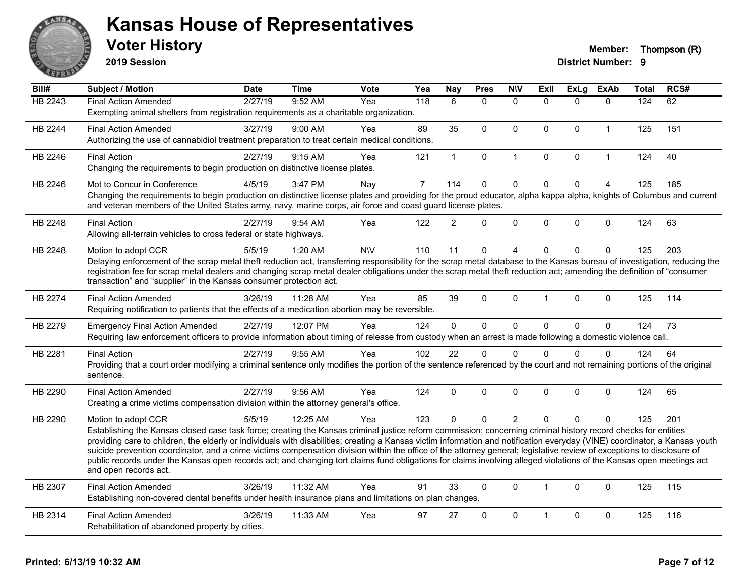# Kansas House of Representatives

## Voter History

**2019 Session**

**Member:** Thompson (R)
**District Number:** 9

| Bill# | Subject / Motion | Date | Time | Vote | Yea | Nay | Pres | N\V | ExII | ExLg | ExAb | Total | RCS# |
|---|---|---|---|---|---|---|---|---|---|---|---|---|---|
| HB 2243 | Final Action Amended | 2/27/19 | 9:52 AM | Yea | 118 | 6 | 0 | 0 | 0 | 0 | 0 | 124 | 62 |
| | Exempting animal shelters from registration requirements as a charitable organization. | | | | | | | | | | | | |
| HB 2244 | Final Action Amended | 3/27/19 | 9:00 AM | Yea | 89 | 35 | 0 | 0 | 0 | 0 | 1 | 125 | 151 |
| | Authorizing the use of cannabidiol treatment preparation to treat certain medical conditions. | | | | | | | | | | | | |
| HB 2246 | Final Action | 2/27/19 | 9:15 AM | Yea | 121 | 1 | 0 | 1 | 0 | 0 | 1 | 124 | 40 |
| | Changing the requirements to begin production on distinctive license plates. | | | | | | | | | | | | |
| HB 2246 | Mot to Concur in Conference | 4/5/19 | 3:47 PM | Nay | 7 | 114 | 0 | 0 | 0 | 0 | 4 | 125 | 185 |
| | Changing the requirements to begin production on distinctive license plates and providing for the proud educator, alpha kappa alpha, knights of Columbus and current and veteran members of the United States army, navy, marine corps, air force and coast guard license plates. | | | | | | | | | | | | |
| HB 2248 | Final Action | 2/27/19 | 9:54 AM | Yea | 122 | 2 | 0 | 0 | 0 | 0 | 0 | 124 | 63 |
| | Allowing all-terrain vehicles to cross federal or state highways. | | | | | | | | | | | | |
| HB 2248 | Motion to adopt CCR | 5/5/19 | 1:20 AM | N\V | 110 | 11 | 0 | 4 | 0 | 0 | 0 | 125 | 203 |
| | Delaying enforcement of the scrap metal theft reduction act, transferring responsibility for the scrap metal database to the Kansas bureau of investigation, reducing the registration fee for scrap metal dealers and changing scrap metal dealer obligations under the scrap metal theft reduction act; amending the definition of "consumer transaction" and "supplier" in the Kansas consumer protection act. | | | | | | | | | | | | |
| HB 2274 | Final Action Amended | 3/26/19 | 11:28 AM | Yea | 85 | 39 | 0 | 0 | 1 | 0 | 0 | 125 | 114 |
| | Requiring notification to patients that the effects of a medication abortion may be reversible. | | | | | | | | | | | | |
| HB 2279 | Emergency Final Action Amended | 2/27/19 | 12:07 PM | Yea | 124 | 0 | 0 | 0 | 0 | 0 | 0 | 124 | 73 |
| | Requiring law enforcement officers to provide information about timing of release from custody when an arrest is made following a domestic violence call. | | | | | | | | | | | | |
| HB 2281 | Final Action | 2/27/19 | 9:55 AM | Yea | 102 | 22 | 0 | 0 | 0 | 0 | 0 | 124 | 64 |
| | Providing that a court order modifying a criminal sentence only modifies the portion of the sentence referenced by the court and not remaining portions of the original sentence. | | | | | | | | | | | | |
| HB 2290 | Final Action Amended | 2/27/19 | 9:56 AM | Yea | 124 | 0 | 0 | 0 | 0 | 0 | 0 | 124 | 65 |
| | Creating a crime victims compensation division within the attorney general's office. | | | | | | | | | | | | |
| HB 2290 | Motion to adopt CCR | 5/5/19 | 12:25 AM | Yea | 123 | 0 | 0 | 2 | 0 | 0 | 0 | 125 | 201 |
| | Establishing the Kansas closed case task force; creating the Kansas criminal justice reform commission; concerning criminal history record checks for entities providing care to children, the elderly or individuals with disabilities; creating a Kansas victim information and notification everyday (VINE) coordinator, a Kansas youth suicide prevention coordinator, and a crime victims compensation division within the office of the attorney general; legislative review of exceptions to disclosure of public records under the Kansas open records act; and changing tort claims fund obligations for claims involving alleged violations of the Kansas open meetings act and open records act. | | | | | | | | | | | | |
| HB 2307 | Final Action Amended | 3/26/19 | 11:32 AM | Yea | 91 | 33 | 0 | 0 | 1 | 0 | 0 | 125 | 115 |
| | Establishing non-covered dental benefits under health insurance plans and limitations on plan changes. | | | | | | | | | | | | |
| HB 2314 | Final Action Amended | 3/26/19 | 11:33 AM | Yea | 97 | 27 | 0 | 0 | 1 | 0 | 0 | 125 | 116 |
| | Rehabilitation of abandoned property by cities. | | | | | | | | | | | | |

Printed: 6/13/19 10:32 AM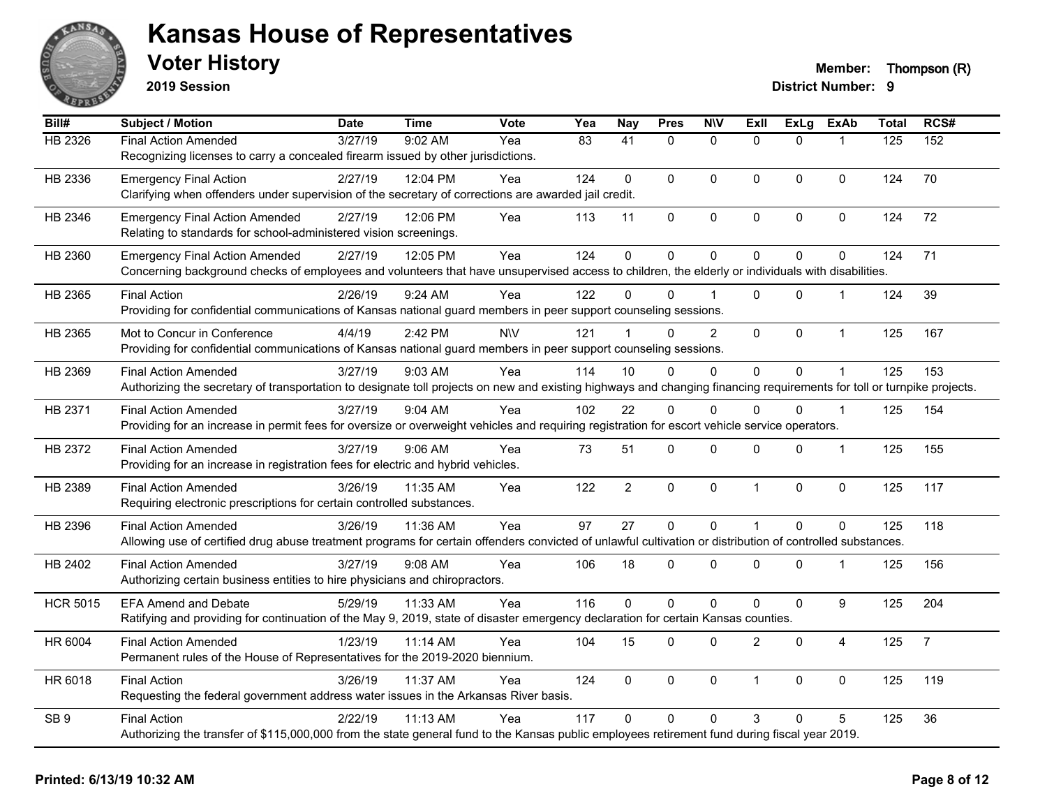# Kansas House of Representatives

## Voter History

**2019 Session**

**Member:** Thompson (R)
**District Number:** 9

| Bill# | Subject / Motion | Date | Time | Vote | Yea | Nay | Pres | N\V | ExII | ExLg | ExAb | Total | RCS# |
|---|---|---|---|---|---|---|---|---|---|---|---|---|---|
| HB 2326 | Final Action Amended | 3/27/19 | 9:02 AM | Yea | 83 | 41 | 0 | 0 | 0 | 0 | 1 | 125 | 152 |
| | Recognizing licenses to carry a concealed firearm issued by other jurisdictions. | | | | | | | | | | | | |
| HB 2336 | Emergency Final Action | 2/27/19 | 12:04 PM | Yea | 124 | 0 | 0 | 0 | 0 | 0 | 0 | 124 | 70 |
| | Clarifying when offenders under supervision of the secretary of corrections are awarded jail credit. | | | | | | | | | | | | |
| HB 2346 | Emergency Final Action Amended | 2/27/19 | 12:06 PM | Yea | 113 | 11 | 0 | 0 | 0 | 0 | 0 | 124 | 72 |
| | Relating to standards for school-administered vision screenings. | | | | | | | | | | | | |
| HB 2360 | Emergency Final Action Amended | 2/27/19 | 12:05 PM | Yea | 124 | 0 | 0 | 0 | 0 | 0 | 0 | 124 | 71 |
| | Concerning background checks of employees and volunteers that have unsupervised access to children, the elderly or individuals with disabilities. | | | | | | | | | | | | |
| HB 2365 | Final Action | 2/26/19 | 9:24 AM | Yea | 122 | 0 | 0 | 1 | 0 | 0 | 1 | 124 | 39 |
| | Providing for confidential communications of Kansas national guard members in peer support counseling sessions. | | | | | | | | | | | | |
| HB 2365 | Mot to Concur in Conference | 4/4/19 | 2:42 PM | N\V | 121 | 1 | 0 | 2 | 0 | 0 | 1 | 125 | 167 |
| | Providing for confidential communications of Kansas national guard members in peer support counseling sessions. | | | | | | | | | | | | |
| HB 2369 | Final Action Amended | 3/27/19 | 9:03 AM | Yea | 114 | 10 | 0 | 0 | 0 | 0 | 1 | 125 | 153 |
| | Authorizing the secretary of transportation to designate toll projects on new and existing highways and changing financing requirements for toll or turnpike projects. | | | | | | | | | | | | |
| HB 2371 | Final Action Amended | 3/27/19 | 9:04 AM | Yea | 102 | 22 | 0 | 0 | 0 | 0 | 1 | 125 | 154 |
| | Providing for an increase in permit fees for oversize or overweight vehicles and requiring registration for escort vehicle service operators. | | | | | | | | | | | | |
| HB 2372 | Final Action Amended | 3/27/19 | 9:06 AM | Yea | 73 | 51 | 0 | 0 | 0 | 0 | 1 | 125 | 155 |
| | Providing for an increase in registration fees for electric and hybrid vehicles. | | | | | | | | | | | | |
| HB 2389 | Final Action Amended | 3/26/19 | 11:35 AM | Yea | 122 | 2 | 0 | 0 | 1 | 0 | 0 | 125 | 117 |
| | Requiring electronic prescriptions for certain controlled substances. | | | | | | | | | | | | |
| HB 2396 | Final Action Amended | 3/26/19 | 11:36 AM | Yea | 97 | 27 | 0 | 0 | 1 | 0 | 0 | 125 | 118 |
| | Allowing use of certified drug abuse treatment programs for certain offenders convicted of unlawful cultivation or distribution of controlled substances. | | | | | | | | | | | | |
| HB 2402 | Final Action Amended | 3/27/19 | 9:08 AM | Yea | 106 | 18 | 0 | 0 | 0 | 0 | 1 | 125 | 156 |
| | Authorizing certain business entities to hire physicians and chiropractors. | | | | | | | | | | | | |
| HCR 5015 | EFA Amend and Debate | 5/29/19 | 11:33 AM | Yea | 116 | 0 | 0 | 0 | 0 | 0 | 9 | 125 | 204 |
| | Ratifying and providing for continuation of the May 9, 2019, state of disaster emergency declaration for certain Kansas counties. | | | | | | | | | | | | |
| HR 6004 | Final Action Amended | 1/23/19 | 11:14 AM | Yea | 104 | 15 | 0 | 0 | 2 | 0 | 4 | 125 | 7 |
| | Permanent rules of the House of Representatives for the 2019-2020 biennium. | | | | | | | | | | | | |
| HR 6018 | Final Action | 3/26/19 | 11:37 AM | Yea | 124 | 0 | 0 | 0 | 1 | 0 | 0 | 125 | 119 |
| | Requesting the federal government address water issues in the Arkansas River basis. | | | | | | | | | | | | |
| SB 9 | Final Action | 2/22/19 | 11:13 AM | Yea | 117 | 0 | 0 | 0 | 3 | 0 | 5 | 125 | 36 |
| | Authorizing the transfer of $115,000,000 from the state general fund to the Kansas public employees retirement fund during fiscal year 2019. | | | | | | | | | | | | |

**Printed: 6/13/19 10:32 AM**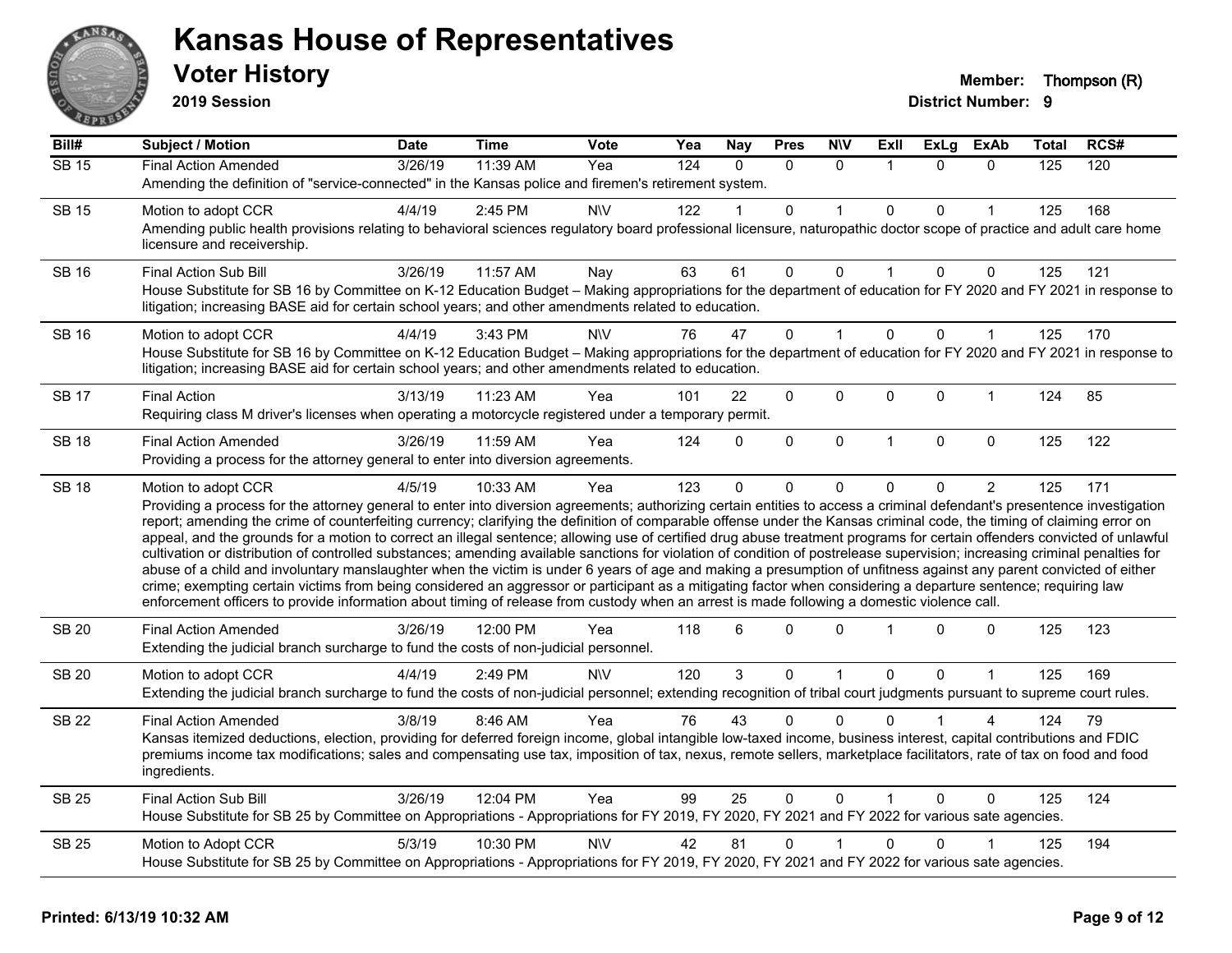# Kansas House of Representatives

## Voter History

**2019 Session**

**Member:** Thompson (R)
**District Number:** 9

| Bill# | Subject / Motion | Date | Time | Vote | Yea | Nay | Pres | N\V | ExII | ExLg | ExAb | Total | RCS# |
|---|---|---|---|---|---|---|---|---|---|---|---|---|---|
| SB 15 | Final Action Amended | 3/26/19 | 11:39 AM | Yea | 124 | 0 | 0 | 0 | 1 | 0 | 0 | 125 | 120 |
| | Amending the definition of "service-connected" in the Kansas police and firemen's retirement system. | | | | | | | | | | | | |
| SB 15 | Motion to adopt CCR | 4/4/19 | 2:45 PM | N\V | 122 | 1 | 0 | 1 | 0 | 0 | 1 | 125 | 168 |
| | Amending public health provisions relating to behavioral sciences regulatory board professional licensure, naturopathic doctor scope of practice and adult care home licensure and receivership. | | | | | | | | | | | | |
| SB 16 | Final Action Sub Bill | 3/26/19 | 11:57 AM | Nay | 63 | 61 | 0 | 0 | 1 | 0 | 0 | 125 | 121 |
| | House Substitute for SB 16 by Committee on K-12 Education Budget – Making appropriations for the department of education for FY 2020 and FY 2021 in response to litigation; increasing BASE aid for certain school years; and other amendments related to education. | | | | | | | | | | | | |
| SB 16 | Motion to adopt CCR | 4/4/19 | 3:43 PM | N\V | 76 | 47 | 0 | 1 | 0 | 0 | 1 | 125 | 170 |
| | House Substitute for SB 16 by Committee on K-12 Education Budget – Making appropriations for the department of education for FY 2020 and FY 2021 in response to litigation; increasing BASE aid for certain school years; and other amendments related to education. | | | | | | | | | | | | |
| SB 17 | Final Action | 3/13/19 | 11:23 AM | Yea | 101 | 22 | 0 | 0 | 0 | 0 | 1 | 124 | 85 |
| | Requiring class M driver's licenses when operating a motorcycle registered under a temporary permit. | | | | | | | | | | | | |
| SB 18 | Final Action Amended | 3/26/19 | 11:59 AM | Yea | 124 | 0 | 0 | 0 | 1 | 0 | 0 | 125 | 122 |
| | Providing a process for the attorney general to enter into diversion agreements. | | | | | | | | | | | | |
| SB 18 | Motion to adopt CCR | 4/5/19 | 10:33 AM | Yea | 123 | 0 | 0 | 0 | 0 | 0 | 2 | 125 | 171 |
| | Providing a process for the attorney general to enter into diversion agreements; authorizing certain entities to access a criminal defendant's presentence investigation report; amending the crime of counterfeiting currency; clarifying the definition of comparable offense under the Kansas criminal code, the timing of claiming error on appeal, and the grounds for a motion to correct an illegal sentence; allowing use of certified drug abuse treatment programs for certain offenders convicted of unlawful cultivation or distribution of controlled substances; amending available sanctions for violation of condition of postrelease supervision; increasing criminal penalties for abuse of a child and involuntary manslaughter when the victim is under 6 years of age and making a presumption of unfitness against any parent convicted of either crime; exempting certain victims from being considered an aggressor or participant as a mitigating factor when considering a departure sentence; requiring law enforcement officers to provide information about timing of release from custody when an arrest is made following a domestic violence call. | | | | | | | | | | | | |
| SB 20 | Final Action Amended | 3/26/19 | 12:00 PM | Yea | 118 | 6 | 0 | 0 | 1 | 0 | 0 | 125 | 123 |
| | Extending the judicial branch surcharge to fund the costs of non-judicial personnel. | | | | | | | | | | | | |
| SB 20 | Motion to adopt CCR | 4/4/19 | 2:49 PM | N\V | 120 | 3 | 0 | 1 | 0 | 0 | 1 | 125 | 169 |
| | Extending the judicial branch surcharge to fund the costs of non-judicial personnel; extending recognition of tribal court judgments pursuant to supreme court rules. | | | | | | | | | | | | |
| SB 22 | Final Action Amended | 3/8/19 | 8:46 AM | Yea | 76 | 43 | 0 | 0 | 0 | 1 | 4 | 124 | 79 |
| | Kansas itemized deductions, election, providing for deferred foreign income, global intangible low-taxed income, business interest, capital contributions and FDIC premiums income tax modifications; sales and compensating use tax, imposition of tax, nexus, remote sellers, marketplace facilitators, rate of tax on food and food ingredients. | | | | | | | | | | | | |
| SB 25 | Final Action Sub Bill | 3/26/19 | 12:04 PM | Yea | 99 | 25 | 0 | 0 | 1 | 0 | 0 | 125 | 124 |
| | House Substitute for SB 25 by Committee on Appropriations - Appropriations for FY 2019, FY 2020, FY 2021 and FY 2022 for various sate agencies. | | | | | | | | | | | | |
| SB 25 | Motion to Adopt CCR | 5/3/19 | 10:30 PM | N\V | 42 | 81 | 0 | 1 | 0 | 0 | 1 | 125 | 194 |
| | House Substitute for SB 25 by Committee on Appropriations - Appropriations for FY 2019, FY 2020, FY 2021 and FY 2022 for various sate agencies. | | | | | | | | | | | | |

**Printed: 6/13/19 10:32 AM**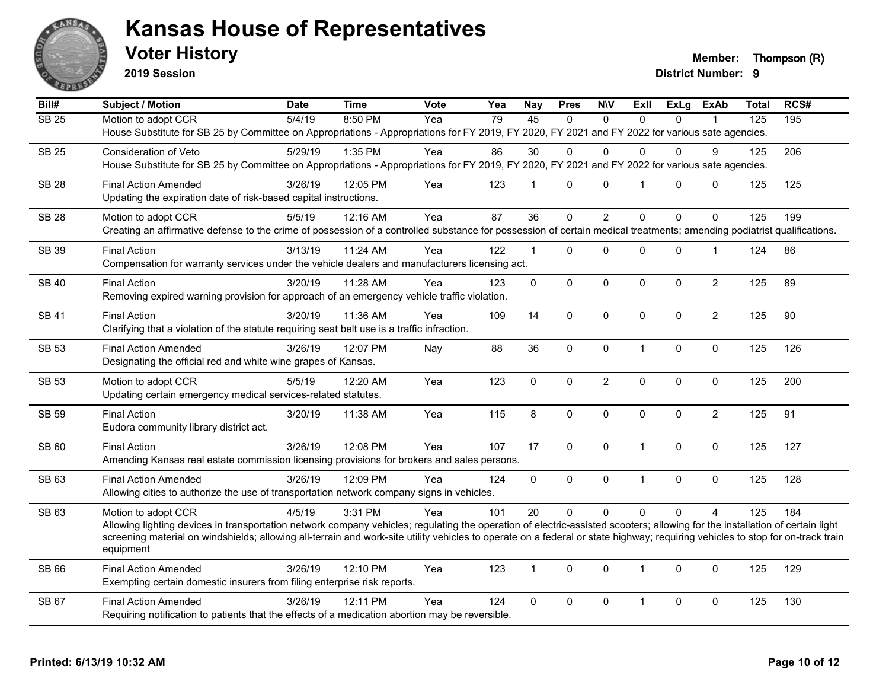# Kansas House of Representatives

## Voter History

**2019 Session**

**Member:** Thompson (R)
**District Number:** 9

| Bill# | Subject / Motion | Date | Time | Vote | Yea | Nay | Pres | N\V | ExII | ExLg | ExAb | Total | RCS# |
|---|---|---|---|---|---|---|---|---|---|---|---|---|---|
| SB 25 | Motion to adopt CCR | 5/4/19 | 8:50 PM | Yea | 79 | 45 | 0 | 0 | 0 | 0 | 1 | 125 | 195 |
| | House Substitute for SB 25 by Committee on Appropriations - Appropriations for FY 2019, FY 2020, FY 2021 and FY 2022 for various sate agencies. | | | | | | | | | | | | |
| SB 25 | Consideration of Veto | 5/29/19 | 1:35 PM | Yea | 86 | 30 | 0 | 0 | 0 | 0 | 9 | 125 | 206 |
| | House Substitute for SB 25 by Committee on Appropriations - Appropriations for FY 2019, FY 2020, FY 2021 and FY 2022 for various sate agencies. | | | | | | | | | | | | |
| SB 28 | Final Action Amended | 3/26/19 | 12:05 PM | Yea | 123 | 1 | 0 | 0 | 1 | 0 | 0 | 125 | 125 |
| | Updating the expiration date of risk-based capital instructions. | | | | | | | | | | | | |
| SB 28 | Motion to adopt CCR | 5/5/19 | 12:16 AM | Yea | 87 | 36 | 0 | 2 | 0 | 0 | 0 | 125 | 199 |
| | Creating an affirmative defense to the crime of possession of a controlled substance for possession of certain medical treatments; amending podiatrist qualifications. | | | | | | | | | | | | |
| SB 39 | Final Action | 3/13/19 | 11:24 AM | Yea | 122 | 1 | 0 | 0 | 0 | 0 | 1 | 124 | 86 |
| | Compensation for warranty services under the vehicle dealers and manufacturers licensing act. | | | | | | | | | | | | |
| SB 40 | Final Action | 3/20/19 | 11:28 AM | Yea | 123 | 0 | 0 | 0 | 0 | 0 | 2 | 125 | 89 |
| | Removing expired warning provision for approach of an emergency vehicle traffic violation. | | | | | | | | | | | | |
| SB 41 | Final Action | 3/20/19 | 11:36 AM | Yea | 109 | 14 | 0 | 0 | 0 | 0 | 2 | 125 | 90 |
| | Clarifying that a violation of the statute requiring seat belt use is a traffic infraction. | | | | | | | | | | | | |
| SB 53 | Final Action Amended | 3/26/19 | 12:07 PM | Nay | 88 | 36 | 0 | 0 | 1 | 0 | 0 | 125 | 126 |
| | Designating the official red and white wine grapes of Kansas. | | | | | | | | | | | | |
| SB 53 | Motion to adopt CCR | 5/5/19 | 12:20 AM | Yea | 123 | 0 | 0 | 2 | 0 | 0 | 0 | 125 | 200 |
| | Updating certain emergency medical services-related statutes. | | | | | | | | | | | | |
| SB 59 | Final Action | 3/20/19 | 11:38 AM | Yea | 115 | 8 | 0 | 0 | 0 | 0 | 2 | 125 | 91 |
| | Eudora community library district act. | | | | | | | | | | | | |
| SB 60 | Final Action | 3/26/19 | 12:08 PM | Yea | 107 | 17 | 0 | 0 | 1 | 0 | 0 | 125 | 127 |
| | Amending Kansas real estate commission licensing provisions for brokers and sales persons. | | | | | | | | | | | | |
| SB 63 | Final Action Amended | 3/26/19 | 12:09 PM | Yea | 124 | 0 | 0 | 0 | 1 | 0 | 0 | 125 | 128 |
| | Allowing cities to authorize the use of transportation network company signs in vehicles. | | | | | | | | | | | | |
| SB 63 | Motion to adopt CCR | 4/5/19 | 3:31 PM | Yea | 101 | 20 | 0 | 0 | 0 | 0 | 4 | 125 | 184 |
| | Allowing lighting devices in transportation network company vehicles; regulating the operation of electric-assisted scooters; allowing for the installation of certain light screening material on windshields; allowing all-terrain and work-site utility vehicles to operate on a federal or state highway; requiring vehicles to stop for on-track train equipment | | | | | | | | | | | | |
| SB 66 | Final Action Amended | 3/26/19 | 12:10 PM | Yea | 123 | 1 | 0 | 0 | 1 | 0 | 0 | 125 | 129 |
| | Exempting certain domestic insurers from filing enterprise risk reports. | | | | | | | | | | | | |
| SB 67 | Final Action Amended | 3/26/19 | 12:11 PM | Yea | 124 | 0 | 0 | 0 | 1 | 0 | 0 | 125 | 130 |
| | Requiring notification to patients that the effects of a medication abortion may be reversible. | | | | | | | | | | | | |

**Printed: 6/13/19 10:32 AM**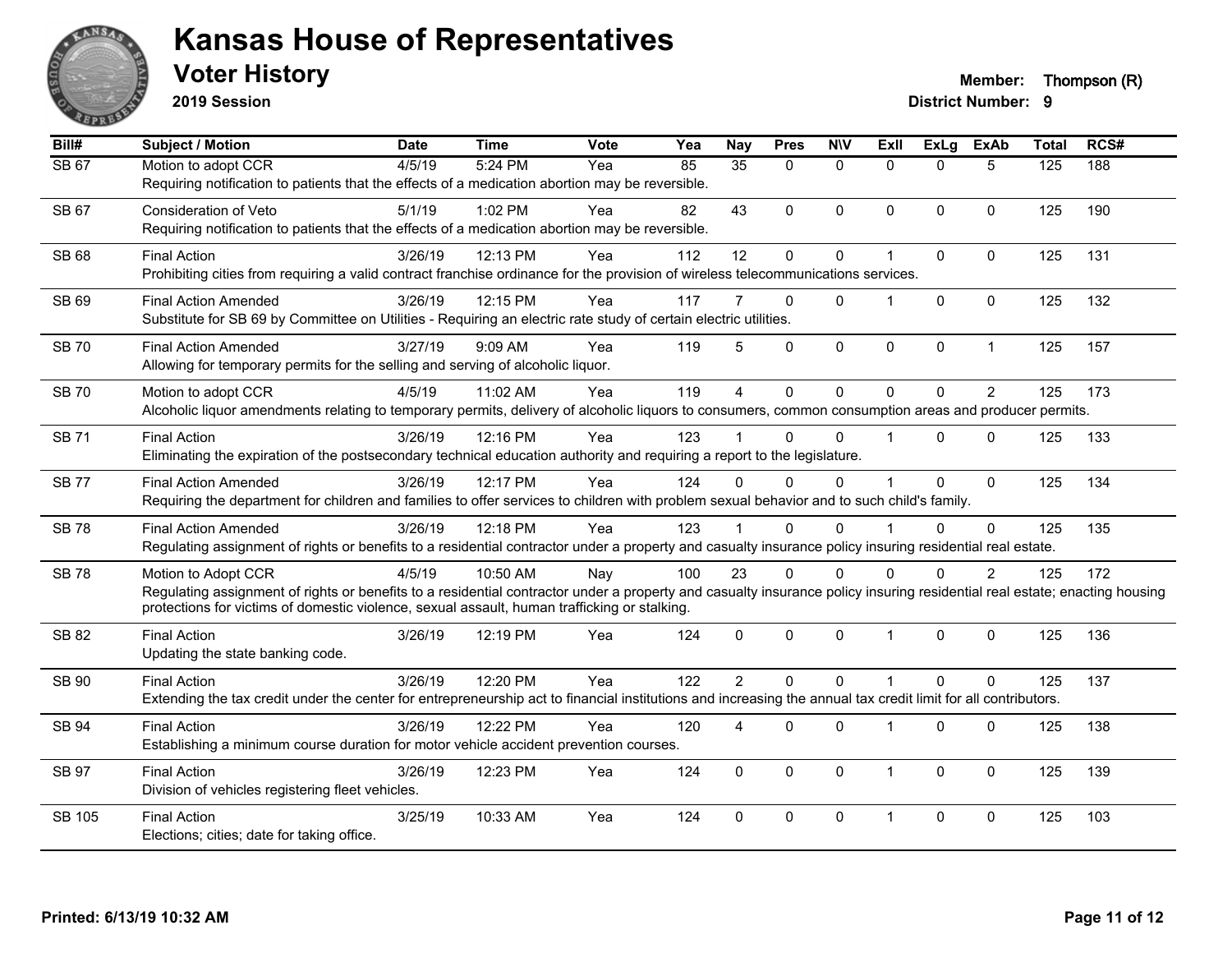# Kansas House of Representatives

## Voter History

**2019 Session**

**Member:** Thompson (R)
**District Number:** 9

| Bill# | Subject / Motion | Date | Time | Vote | Yea | Nay | Pres | N\V | ExII | ExLg | ExAb | Total | RCS# |
|---|---|---|---|---|---|---|---|---|---|---|---|---|---|
| SB 67 | Motion to adopt CCR<br>Requiring notification to patients that the effects of a medication abortion may be reversible. | 4/5/19 | 5:24 PM | Yea | 85 | 35 | 0 | 0 | 0 | 0 | 5 | 125 | 188 |
| SB 67 | Consideration of Veto<br>Requiring notification to patients that the effects of a medication abortion may be reversible. | 5/1/19 | 1:02 PM | Yea | 82 | 43 | 0 | 0 | 0 | 0 | 0 | 125 | 190 |
| SB 68 | Final Action<br>Prohibiting cities from requiring a valid contract franchise ordinance for the provision of wireless telecommunications services. | 3/26/19 | 12:13 PM | Yea | 112 | 12 | 0 | 0 | 1 | 0 | 0 | 125 | 131 |
| SB 69 | Final Action Amended<br>Substitute for SB 69 by Committee on Utilities - Requiring an electric rate study of certain electric utilities. | 3/26/19 | 12:15 PM | Yea | 117 | 7 | 0 | 0 | 1 | 0 | 0 | 125 | 132 |
| SB 70 | Final Action Amended<br>Allowing for temporary permits for the selling and serving of alcoholic liquor. | 3/27/19 | 9:09 AM | Yea | 119 | 5 | 0 | 0 | 0 | 0 | 1 | 125 | 157 |
| SB 70 | Motion to adopt CCR<br>Alcoholic liquor amendments relating to temporary permits, delivery of alcoholic liquors to consumers, common consumption areas and producer permits. | 4/5/19 | 11:02 AM | Yea | 119 | 4 | 0 | 0 | 0 | 0 | 2 | 125 | 173 |
| SB 71 | Final Action<br>Eliminating the expiration of the postsecondary technical education authority and requiring a report to the legislature. | 3/26/19 | 12:16 PM | Yea | 123 | 1 | 0 | 0 | 1 | 0 | 0 | 125 | 133 |
| SB 77 | Final Action Amended<br>Requiring the department for children and families to offer services to children with problem sexual behavior and to such child's family. | 3/26/19 | 12:17 PM | Yea | 124 | 0 | 0 | 0 | 1 | 0 | 0 | 125 | 134 |
| SB 78 | Final Action Amended<br>Regulating assignment of rights or benefits to a residential contractor under a property and casualty insurance policy insuring residential real estate. | 3/26/19 | 12:18 PM | Yea | 123 | 1 | 0 | 0 | 1 | 0 | 0 | 125 | 135 |
| SB 78 | Motion to Adopt CCR<br>Regulating assignment of rights or benefits to a residential contractor under a property and casualty insurance policy insuring residential real estate; enacting housing protections for victims of domestic violence, sexual assault, human trafficking or stalking. | 4/5/19 | 10:50 AM | Nay | 100 | 23 | 0 | 0 | 0 | 0 | 2 | 125 | 172 |
| SB 82 | Final Action<br>Updating the state banking code. | 3/26/19 | 12:19 PM | Yea | 124 | 0 | 0 | 0 | 1 | 0 | 0 | 125 | 136 |
| SB 90 | Final Action<br>Extending the tax credit under the center for entrepreneurship act to financial institutions and increasing the annual tax credit limit for all contributors. | 3/26/19 | 12:20 PM | Yea | 122 | 2 | 0 | 0 | 1 | 0 | 0 | 125 | 137 |
| SB 94 | Final Action<br>Establishing a minimum course duration for motor vehicle accident prevention courses. | 3/26/19 | 12:22 PM | Yea | 120 | 4 | 0 | 0 | 1 | 0 | 0 | 125 | 138 |
| SB 97 | Final Action<br>Division of vehicles registering fleet vehicles. | 3/26/19 | 12:23 PM | Yea | 124 | 0 | 0 | 0 | 1 | 0 | 0 | 125 | 139 |
| SB 105 | Final Action<br>Elections; cities; date for taking office. | 3/25/19 | 10:33 AM | Yea | 124 | 0 | 0 | 0 | 1 | 0 | 0 | 125 | 103 |

**Printed: 6/13/19 10:32 AM**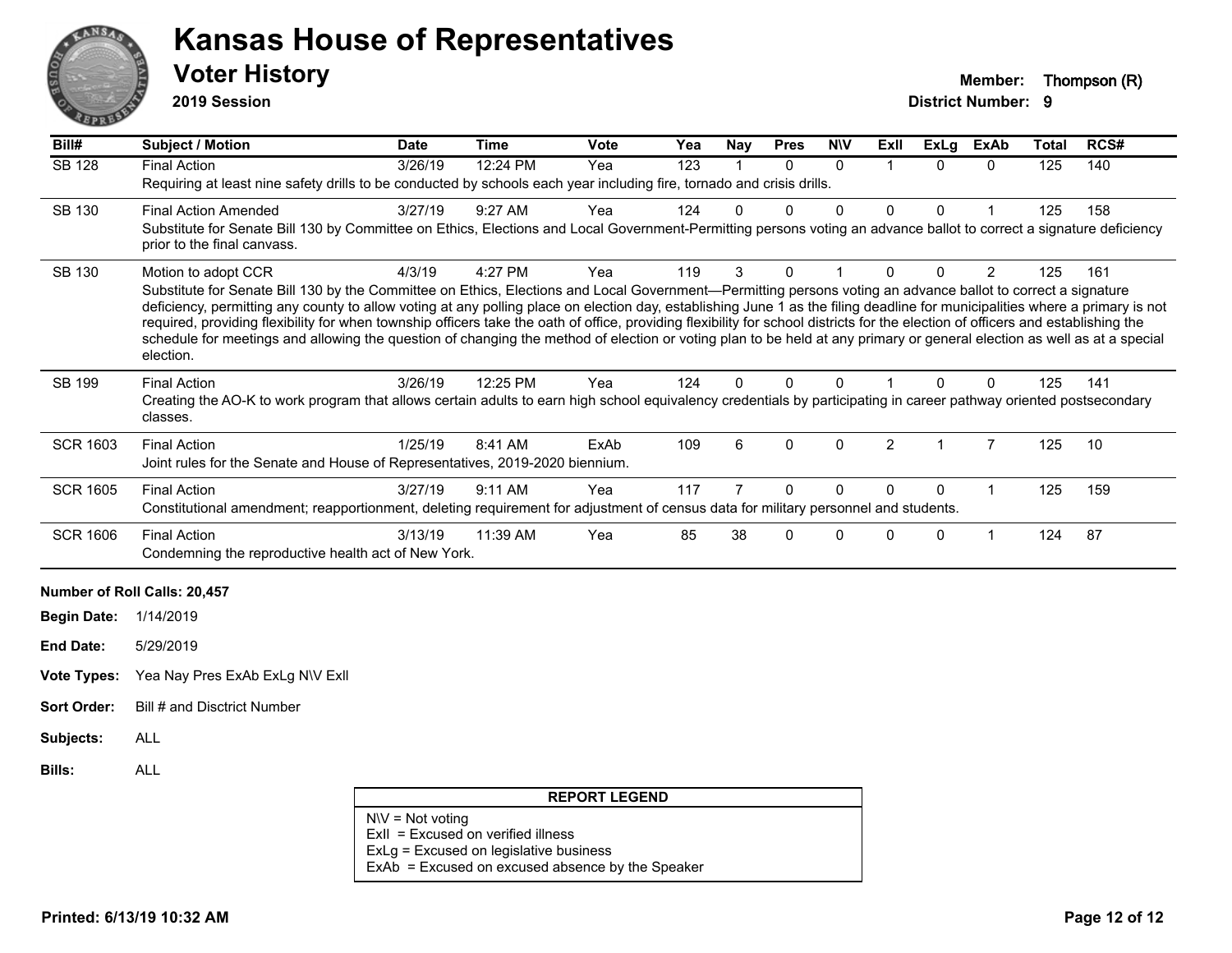# Kansas House of Representatives

## Voter History

**2019 Session**

**Member:** Thompson (R)
**District Number:** 9

| Bill# | Subject / Motion | Date | Time | Vote | Yea | Nay | Pres | N\V | ExIl | ExLg | ExAb | Total | RCS# |
|---|---|---|---|---|---|---|---|---|---|---|---|---|---|
| SB 128 | Final Action | 3/26/19 | 12:24 PM | Yea | 123 | 1 | 0 | 0 | 1 | 0 | 0 | 125 | 140 |
| | Requiring at least nine safety drills to be conducted by schools each year including fire, tornado and crisis drills. | | | | | | | | | | | | |
| SB 130 | Final Action Amended | 3/27/19 | 9:27 AM | Yea | 124 | 0 | 0 | 0 | 0 | 0 | 1 | 125 | 158 |
| | Substitute for Senate Bill 130 by Committee on Ethics, Elections and Local Government-Permitting persons voting an advance ballot to correct a signature deficiency prior to the final canvass. | | | | | | | | | | | | |
| SB 130 | Motion to adopt CCR | 4/3/19 | 4:27 PM | Yea | 119 | 3 | 0 | 1 | 0 | 0 | 2 | 125 | 161 |
| | Substitute for Senate Bill 130 by the Committee on Ethics, Elections and Local Government—Permitting persons voting an advance ballot to correct a signature deficiency, permitting any county to allow voting at any polling place on election day, establishing June 1 as the filing deadline for municipalities where a primary is not required, providing flexibility for when township officers take the oath of office, providing flexibility for school districts for the election of officers and establishing the schedule for meetings and allowing the question of changing the method of election or voting plan to be held at any primary or general election as well as at a special election. | | | | | | | | | | | | |
| SB 199 | Final Action | 3/26/19 | 12:25 PM | Yea | 124 | 0 | 0 | 0 | 1 | 0 | 0 | 125 | 141 |
| | Creating the AO-K to work program that allows certain adults to earn high school equivalency credentials by participating in career pathway oriented postsecondary classes. | | | | | | | | | | | | |
| SCR 1603 | Final Action | 1/25/19 | 8:41 AM | ExAb | 109 | 6 | 0 | 0 | 2 | 1 | 7 | 125 | 10 |
| | Joint rules for the Senate and House of Representatives, 2019-2020 biennium. | | | | | | | | | | | | |
| SCR 1605 | Final Action | 3/27/19 | 9:11 AM | Yea | 117 | 7 | 0 | 0 | 0 | 0 | 1 | 125 | 159 |
| | Constitutional amendment; reapportionment, deleting requirement for adjustment of census data for military personnel and students. | | | | | | | | | | | | |
| SCR 1606 | Final Action | 3/13/19 | 11:39 AM | Yea | 85 | 38 | 0 | 0 | 0 | 0 | 1 | 124 | 87 |
| | Condemning the reproductive health act of New York. | | | | | | | | | | | | |

**Number of Roll Calls: 20,457**

**Begin Date:** 1/14/2019

**End Date:** 5/29/2019

**Vote Types:** Yea Nay Pres ExAb ExLg N\V ExIl

**Sort Order:** Bill # and Disctrict Number

**Subjects:** ALL

**Bills:** ALL

**REPORT LEGEND**

N\V = Not voting
ExIl = Excused on verified illness
ExLg = Excused on legislative business
ExAb = Excused on excused absence by the Speaker

**Printed: 6/13/19 10:32 AM**